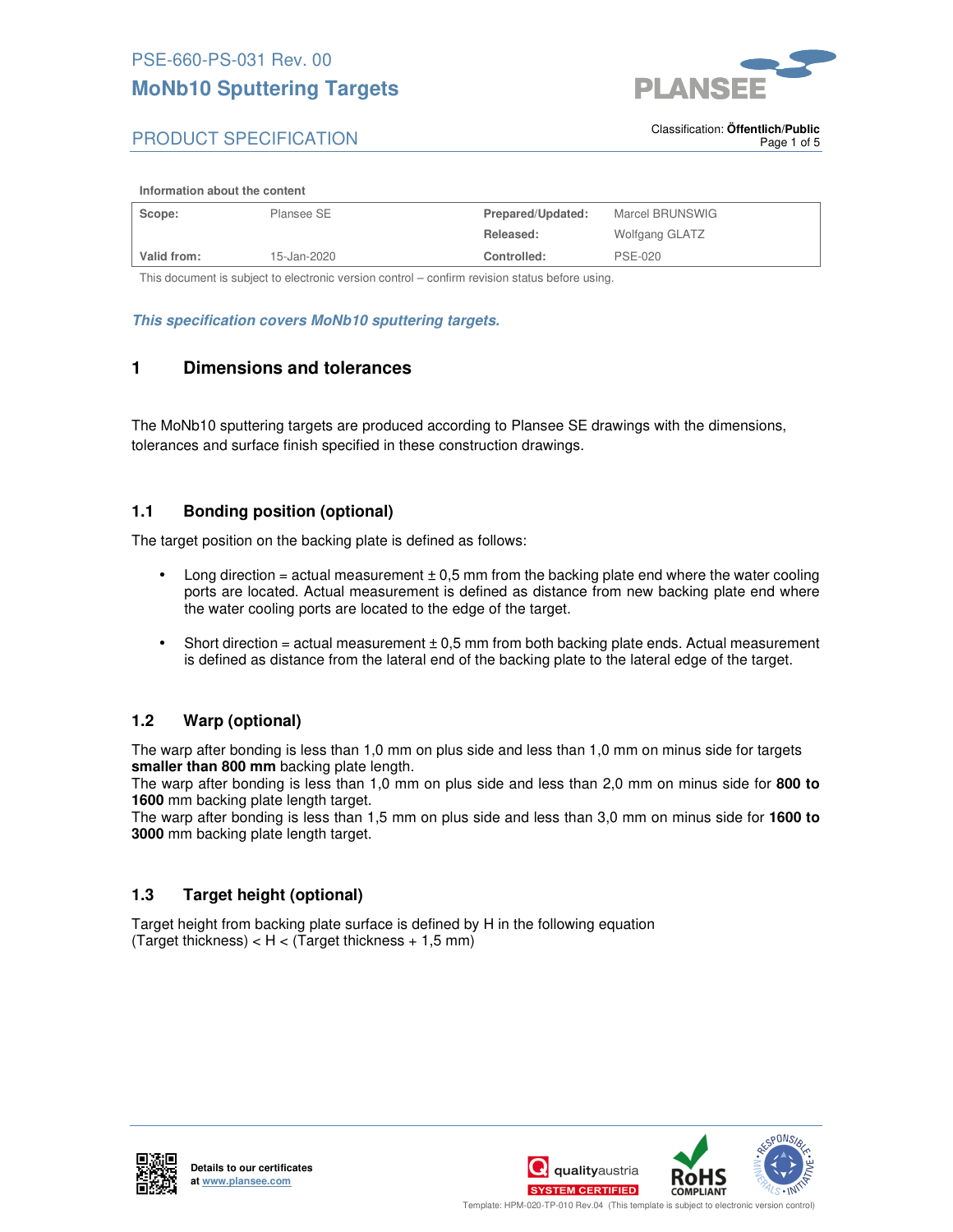PSE-660-PS-031 Rev. 00

# MoNb10 Sputtering Targets

PRODUCT SPECIFICATION

Classification: **Öffentlich/Public**

**Information about the content**

| | | | |
|---|---|---|---|
| **Scope:** | Plansee SE | **Prepared/Updated:** | Marcel BRUNSWIG |
| | | **Released:** | Wolfgang GLATZ |
| **Valid from:** | 15-Jan-2020 | **Controlled:** | PSE-020 |

This document is subject to electronic version control – confirm revision status before using.

***This specification covers MoNb10 sputtering targets.***

## 1 Dimensions and tolerances

The MoNb10 sputtering targets are produced according to Plansee SE drawings with the dimensions, tolerances and surface finish specified in these construction drawings.

### 1.1 Bonding position (optional)

The target position on the backing plate is defined as follows:

- Long direction = actual measurement ± 0,5 mm from the backing plate end where the water cooling ports are located. Actual measurement is defined as distance from new backing plate end where the water cooling ports are located to the edge of the target.
- Short direction = actual measurement ± 0,5 mm from both backing plate ends. Actual measurement is defined as distance from the lateral end of the backing plate to the lateral edge of the target.

### 1.2 Warp (optional)

The warp after bonding is less than 1,0 mm on plus side and less than 1,0 mm on minus side for targets **smaller than 800 mm** backing plate length.
The warp after bonding is less than 1,0 mm on plus side and less than 2,0 mm on minus side for **800 to 1600** mm backing plate length target.
The warp after bonding is less than 1,5 mm on plus side and less than 3,0 mm on minus side for **1600 to 3000** mm backing plate length target.

### 1.3 Target height (optional)

Target height from backing plate surface is defined by H in the following equation
(Target thickness) < H < (Target thickness + 1,5 mm)

**Details to our certificates at www.plansee.com**

Template: HPM-020-TP-010 Rev.04 (This template is subject to electronic version control)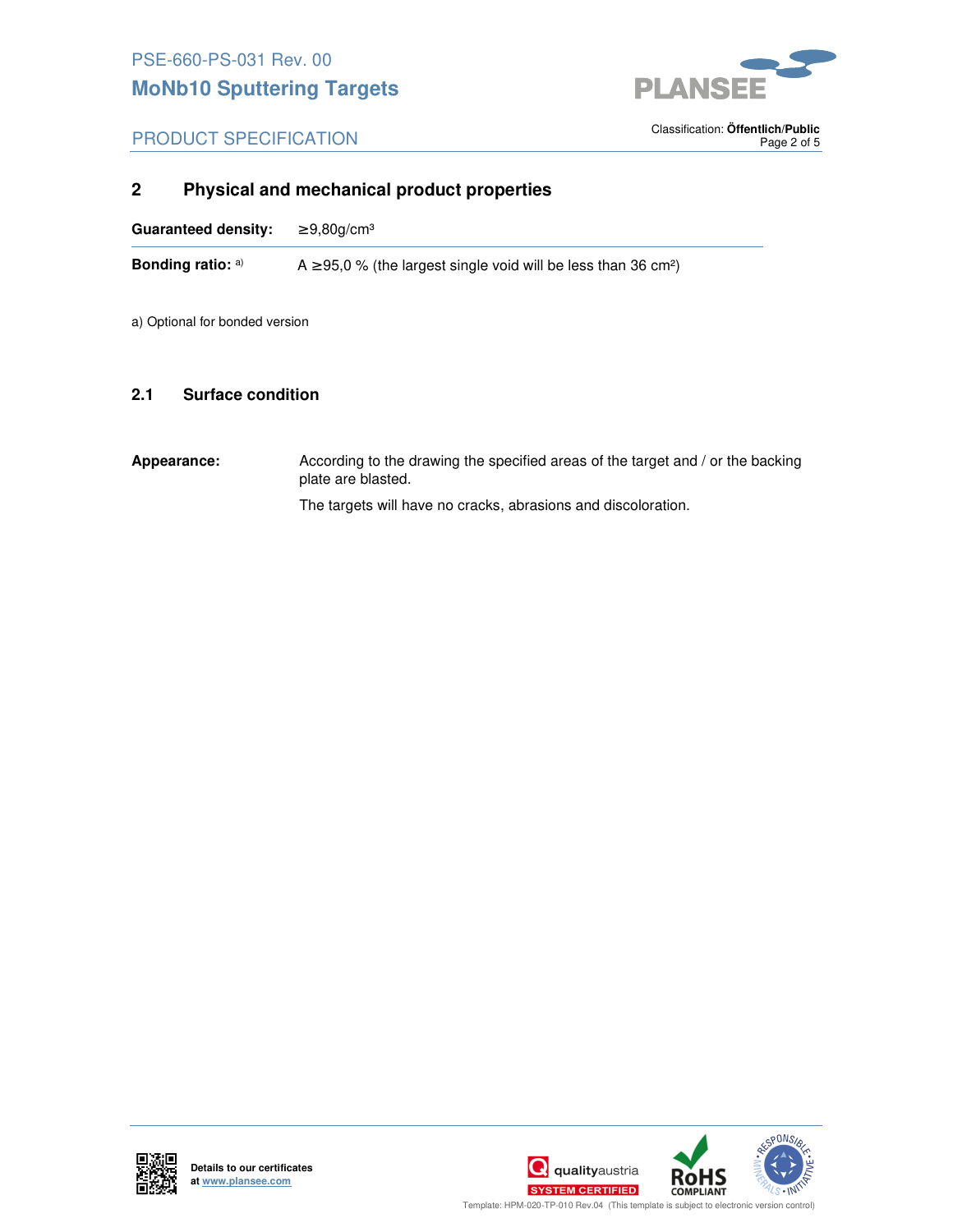## 2 Physical and mechanical product properties

**Guaranteed density:** ≥9,80g/cm³

**Bonding ratio:** [a] A ≥95,0 % (the largest single void will be less than 36 cm²)

a) Optional for bonded version

### 2.1 Surface condition

**Appearance:** According to the drawing the specified areas of the target and / or the backing plate are blasted.

The targets will have no cracks, abrasions and discoloration.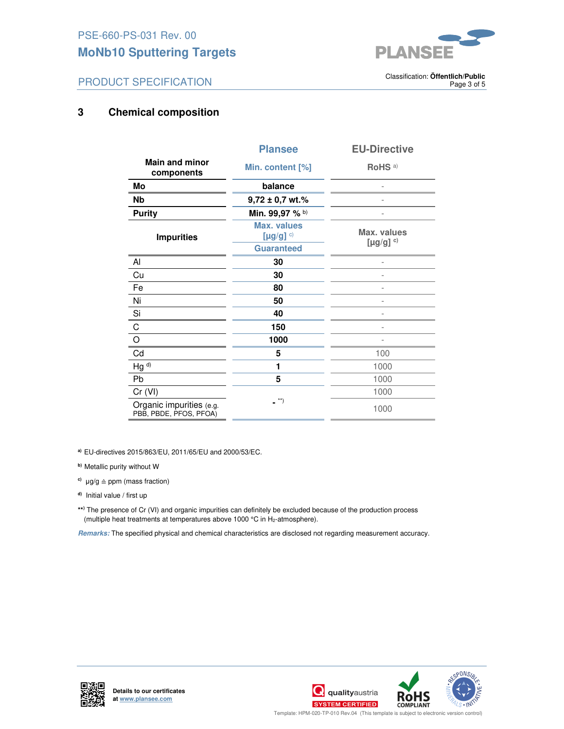## 3 Chemical composition

| Main and minor components | Plansee<br>Min. content [%] | EU-Directive<br>RoHS [a] |
|---|---|---|
| **Mo** | **balance** | - |
| **Nb** | **9,72 ± 0,7 wt.%** | - |
| **Purity** | **Min. 99,97 %** [b] | - |
| **Impurities** | Max. values [µg/g] [c]<br>Guaranteed | Max. values [µg/g] [c] |
| Al | **30** | - |
| Cu | **30** | - |
| Fe | **80** | - |
| Ni | **50** | - |
| Si | **40** | - |
| C | **150** | - |
| O | **1000** | - |
| Cd | **5** | 100 |
| Hg [d] | **1** | 1000 |
| Pb | **5** | 1000 |
| Cr (VI) | **-** [**)] | 1000 |
| Organic impurities (e.g. PBB, PBDE, PFOS, PFOA) | | 1000 |

[a] EU-directives 2015/863/EU, 2011/65/EU and 2000/53/EC.

[b] Metallic purity without W

[c] µg/g ≙ ppm (mass fraction)

[d] Initial value / first up

[**)] The presence of Cr (VI) and organic impurities can definitely be excluded because of the production process (multiple heat treatments at temperatures above 1000 °C in $H_2$-atmosphere).

***Remarks:*** The specified physical and chemical characteristics are disclosed not regarding measurement accuracy.

Details to our certificates at www.plansee.com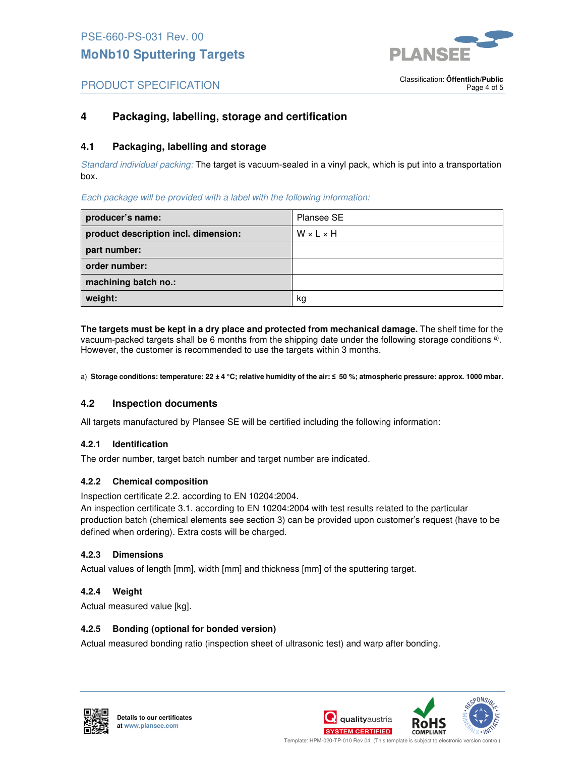## 4 Packaging, labelling, storage and certification

### 4.1 Packaging, labelling and storage

*Standard individual packing:* The target is vacuum-sealed in a vinyl pack, which is put into a transportation box.

*Each package will be provided with a label with the following information:*

| | |
|---|---|
| **producer's name:** | Plansee SE |
| **product description incl. dimension:** | W × L × H |
| **part number:** | |
| **order number:** | |
| **machining batch no.:** | |
| **weight:** | kg |

**The targets must be kept in a dry place and protected from mechanical damage.** The shelf time for the vacuum-packed targets shall be 6 months from the shipping date under the following storage conditions [a)]. However, the customer is recommended to use the targets within 3 months.

a) **Storage conditions: temperature: 22 ± 4 °C; relative humidity of the air: ≤ 50 %; atmospheric pressure: approx. 1000 mbar.**

### 4.2 Inspection documents

All targets manufactured by Plansee SE will be certified including the following information:

#### 4.2.1 Identification

The order number, target batch number and target number are indicated.

#### 4.2.2 Chemical composition

Inspection certificate 2.2. according to EN 10204:2004.
An inspection certificate 3.1. according to EN 10204:2004 with test results related to the particular production batch (chemical elements see section 3) can be provided upon customer's request (have to be defined when ordering). Extra costs will be charged.

#### 4.2.3 Dimensions

Actual values of length [mm], width [mm] and thickness [mm] of the sputtering target.

#### 4.2.4 Weight

Actual measured value [kg].

#### 4.2.5 Bonding (optional for bonded version)

Actual measured bonding ratio (inspection sheet of ultrasonic test) and warp after bonding.

Details to our certificates at www.plansee.com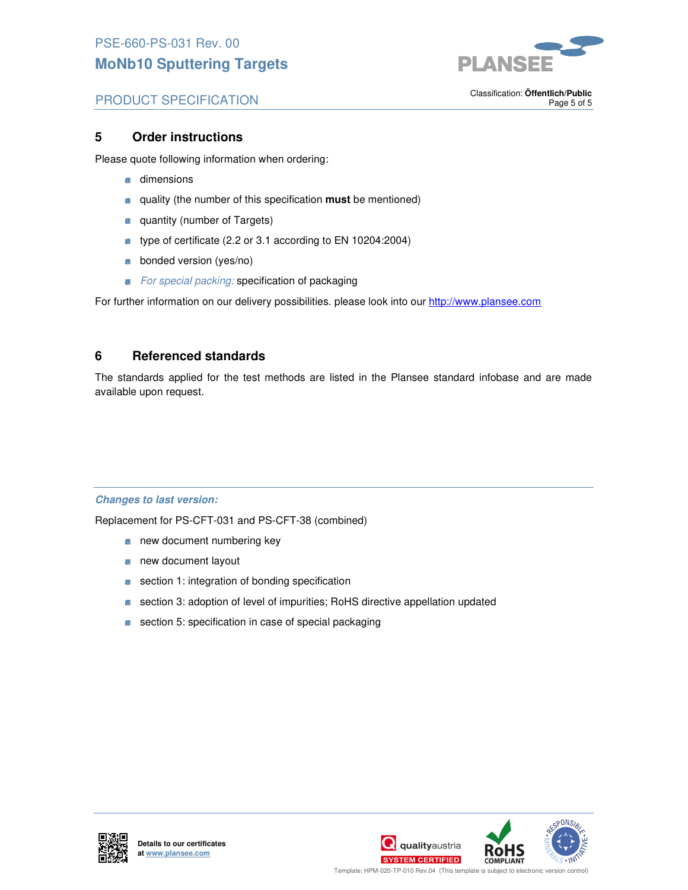## 5 Order instructions

Please quote following information when ordering:

- dimensions
- quality (the number of this specification **must** be mentioned)
- quantity (number of Targets)
- type of certificate (2.2 or 3.1 according to EN 10204:2004)
- bonded version (yes/no)
- *For special packing:* specification of packaging

For further information on our delivery possibilities. please look into our http://www.plansee.com

## 6 Referenced standards

The standards applied for the test methods are listed in the Plansee standard infobase and are made available upon request.

***Changes to last version:***

Replacement for PS-CFT-031 and PS-CFT-38 (combined)

- new document numbering key
- new document layout
- section 1: integration of bonding specification
- section 3: adoption of level of impurities; RoHS directive appellation updated
- section 5: specification in case of special packaging

**Details to our certificates at www.plansee.com**

Template: HPM-020-TP-010 Rev.04 (This template is subject to electronic version control)